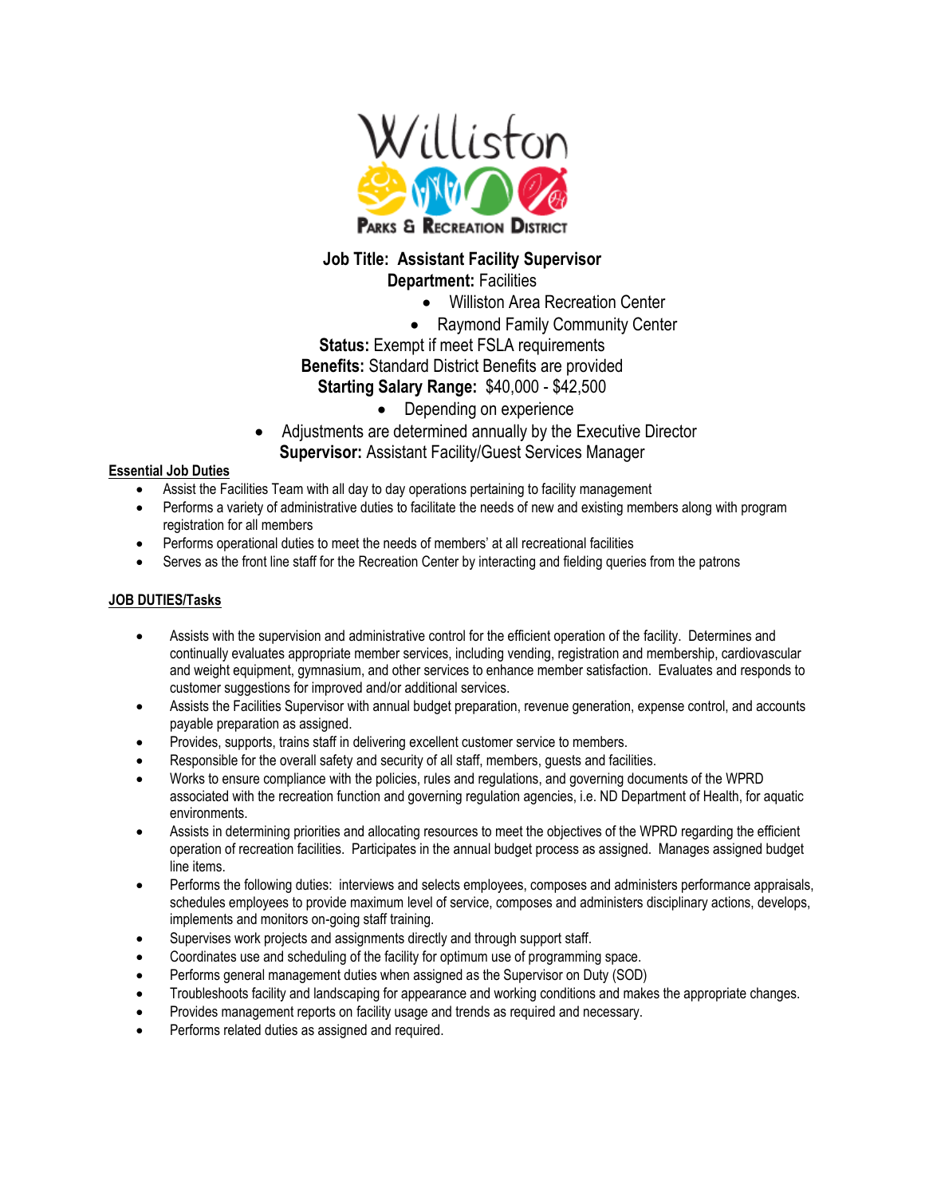Williston Parks & Recreation District

**Job Title: Assistant Facility Supervisor**

**Department:** Facilities

- Williston Area Recreation Center
- Raymond Family Community Center

**Status:** Exempt if meet FSLA requirements

**Benefits:** Standard District Benefits are provided

**Starting Salary Range:** $40,000 - $42,500

- Depending on experience
- Adjustments are determined annually by the Executive Director

**Supervisor:** Assistant Facility/Guest Services Manager

## Essential Job Duties

- Assist the Facilities Team with all day to day operations pertaining to facility management
- Performs a variety of administrative duties to facilitate the needs of new and existing members along with program registration for all members
- Performs operational duties to meet the needs of members' at all recreational facilities
- Serves as the front line staff for the Recreation Center by interacting and fielding queries from the patrons

## JOB DUTIES/Tasks

- Assists with the supervision and administrative control for the efficient operation of the facility. Determines and continually evaluates appropriate member services, including vending, registration and membership, cardiovascular and weight equipment, gymnasium, and other services to enhance member satisfaction. Evaluates and responds to customer suggestions for improved and/or additional services.
- Assists the Facilities Supervisor with annual budget preparation, revenue generation, expense control, and accounts payable preparation as assigned.
- Provides, supports, trains staff in delivering excellent customer service to members.
- Responsible for the overall safety and security of all staff, members, guests and facilities.
- Works to ensure compliance with the policies, rules and regulations, and governing documents of the WPRD associated with the recreation function and governing regulation agencies, i.e. ND Department of Health, for aquatic environments.
- Assists in determining priorities and allocating resources to meet the objectives of the WPRD regarding the efficient operation of recreation facilities. Participates in the annual budget process as assigned. Manages assigned budget line items.
- Performs the following duties: interviews and selects employees, composes and administers performance appraisals, schedules employees to provide maximum level of service, composes and administers disciplinary actions, develops, implements and monitors on-going staff training.
- Supervises work projects and assignments directly and through support staff.
- Coordinates use and scheduling of the facility for optimum use of programming space.
- Performs general management duties when assigned as the Supervisor on Duty (SOD)
- Troubleshoots facility and landscaping for appearance and working conditions and makes the appropriate changes.
- Provides management reports on facility usage and trends as required and necessary.
- Performs related duties as assigned and required.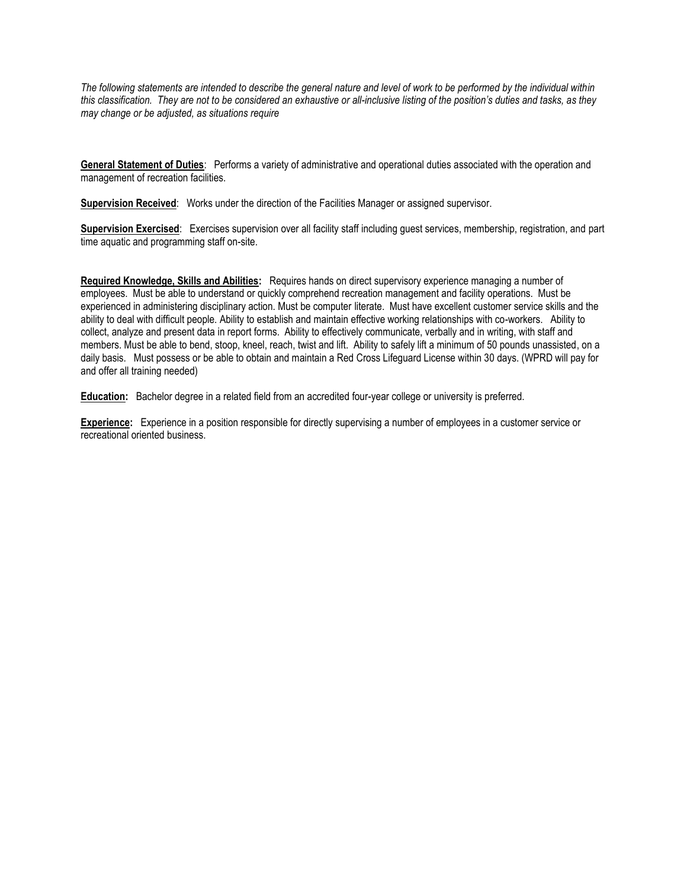*The following statements are intended to describe the general nature and level of work to be performed by the individual within this classification. They are not to be considered an exhaustive or all-inclusive listing of the position's duties and tasks, as they may change or be adjusted, as situations require*

**General Statement of Duties**: Performs a variety of administrative and operational duties associated with the operation and management of recreation facilities.

**Supervision Received**: Works under the direction of the Facilities Manager or assigned supervisor.

**Supervision Exercised**: Exercises supervision over all facility staff including guest services, membership, registration, and part time aquatic and programming staff on-site.

**Required Knowledge, Skills and Abilities:** Requires hands on direct supervisory experience managing a number of employees. Must be able to understand or quickly comprehend recreation management and facility operations. Must be experienced in administering disciplinary action. Must be computer literate. Must have excellent customer service skills and the ability to deal with difficult people. Ability to establish and maintain effective working relationships with co-workers. Ability to collect, analyze and present data in report forms. Ability to effectively communicate, verbally and in writing, with staff and members. Must be able to bend, stoop, kneel, reach, twist and lift. Ability to safely lift a minimum of 50 pounds unassisted, on a daily basis. Must possess or be able to obtain and maintain a Red Cross Lifeguard License within 30 days. (WPRD will pay for and offer all training needed)

**Education:** Bachelor degree in a related field from an accredited four-year college or university is preferred.

**Experience:** Experience in a position responsible for directly supervising a number of employees in a customer service or recreational oriented business.